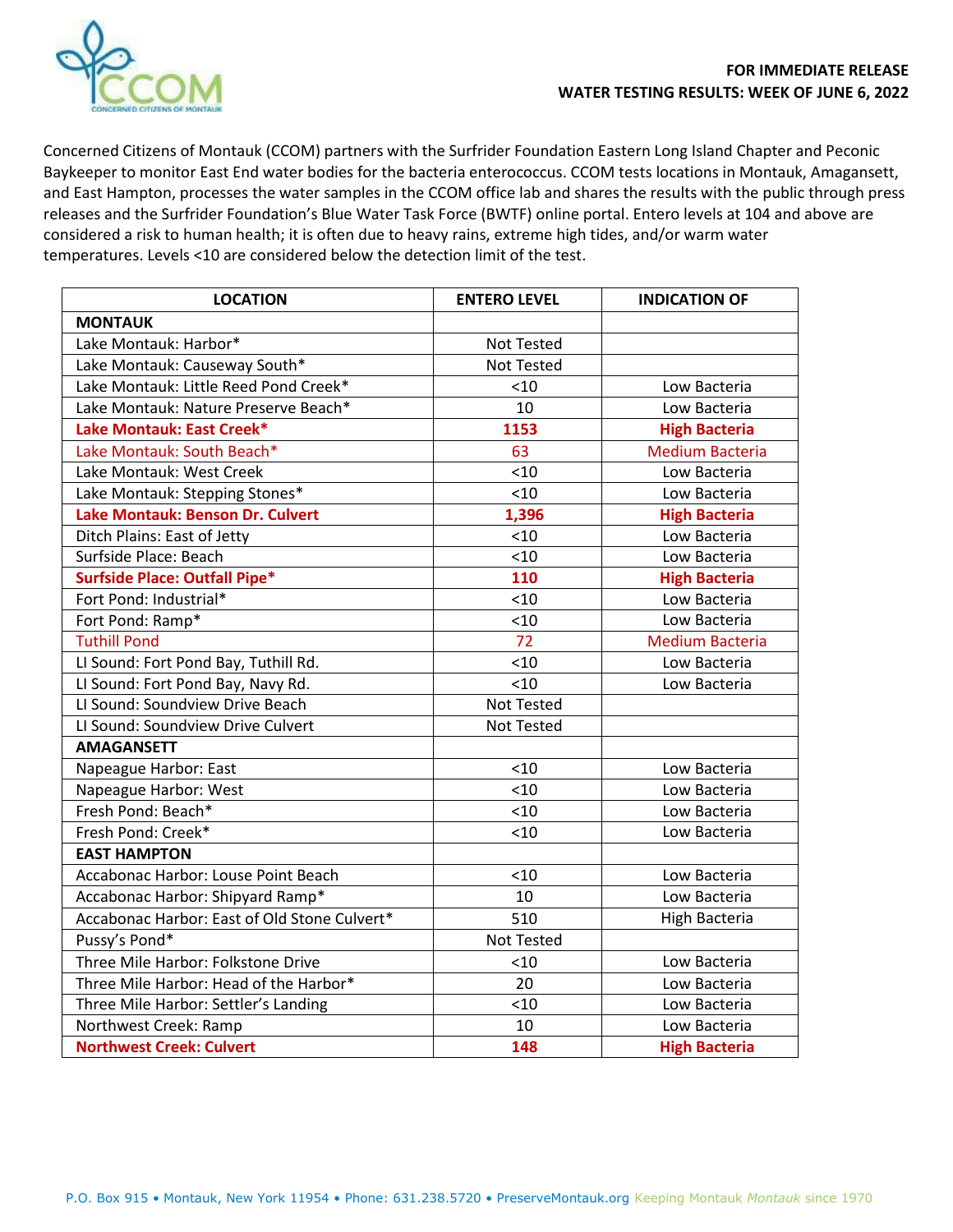**FOR IMMEDIATE RELEASE**
**WATER TESTING RESULTS: WEEK OF JUNE 6, 2022**

Concerned Citizens of Montauk (CCOM) partners with the Surfrider Foundation Eastern Long Island Chapter and Peconic Baykeeper to monitor East End water bodies for the bacteria enterococcus. CCOM tests locations in Montauk, Amagansett, and East Hampton, processes the water samples in the CCOM office lab and shares the results with the public through press releases and the Surfrider Foundation's Blue Water Task Force (BWTF) online portal. Entero levels at 104 and above are considered a risk to human health; it is often due to heavy rains, extreme high tides, and/or warm water temperatures. Levels <10 are considered below the detection limit of the test.

| LOCATION | ENTERO LEVEL | INDICATION OF |
|---|---|---|
| **MONTAUK** | | |
| Lake Montauk: Harbor* | Not Tested | |
| Lake Montauk: Causeway South* | Not Tested | |
| Lake Montauk: Little Reed Pond Creek* | <10 | Low Bacteria |
| Lake Montauk: Nature Preserve Beach* | 10 | Low Bacteria |
| **Lake Montauk: East Creek*** | **1153** | **High Bacteria** |
| Lake Montauk: South Beach* | 63 | Medium Bacteria |
| Lake Montauk: West Creek | <10 | Low Bacteria |
| Lake Montauk: Stepping Stones* | <10 | Low Bacteria |
| **Lake Montauk: Benson Dr. Culvert** | **1,396** | **High Bacteria** |
| Ditch Plains: East of Jetty | <10 | Low Bacteria |
| Surfside Place: Beach | <10 | Low Bacteria |
| **Surfside Place: Outfall Pipe*** | **110** | **High Bacteria** |
| Fort Pond: Industrial* | <10 | Low Bacteria |
| Fort Pond: Ramp* | <10 | Low Bacteria |
| Tuthill Pond | 72 | Medium Bacteria |
| LI Sound: Fort Pond Bay, Tuthill Rd. | <10 | Low Bacteria |
| LI Sound: Fort Pond Bay, Navy Rd. | <10 | Low Bacteria |
| LI Sound: Soundview Drive Beach | Not Tested | |
| LI Sound: Soundview Drive Culvert | Not Tested | |
| **AMAGANSETT** | | |
| Napeague Harbor: East | <10 | Low Bacteria |
| Napeague Harbor: West | <10 | Low Bacteria |
| Fresh Pond: Beach* | <10 | Low Bacteria |
| Fresh Pond: Creek* | <10 | Low Bacteria |
| **EAST HAMPTON** | | |
| Accabonac Harbor: Louse Point Beach | <10 | Low Bacteria |
| Accabonac Harbor: Shipyard Ramp* | 10 | Low Bacteria |
| Accabonac Harbor: East of Old Stone Culvert* | 510 | High Bacteria |
| Pussy's Pond* | Not Tested | |
| Three Mile Harbor: Folkstone Drive | <10 | Low Bacteria |
| Three Mile Harbor: Head of the Harbor* | 20 | Low Bacteria |
| Three Mile Harbor: Settler's Landing | <10 | Low Bacteria |
| Northwest Creek: Ramp | 10 | Low Bacteria |
| **Northwest Creek: Culvert** | **148** | **High Bacteria** |

P.O. Box 915 • Montauk, New York 11954 • Phone: 631.238.5720 • PreserveMontauk.org Keeping Montauk *Montauk* since 1970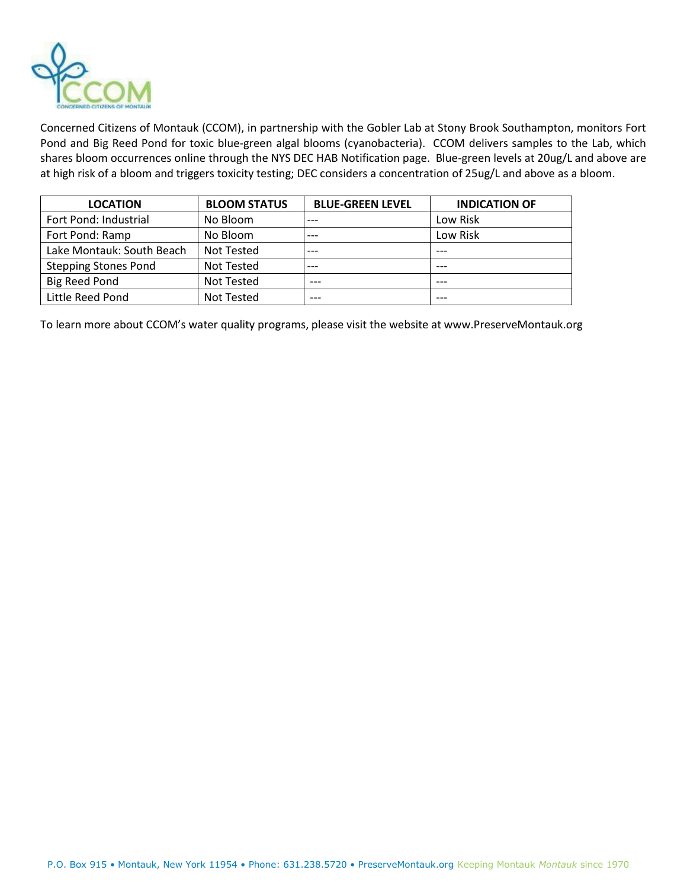Concerned Citizens of Montauk (CCOM), in partnership with the Gobler Lab at Stony Brook Southampton, monitors Fort Pond and Big Reed Pond for toxic blue-green algal blooms (cyanobacteria). CCOM delivers samples to the Lab, which shares bloom occurrences online through the NYS DEC HAB Notification page. Blue-green levels at 20ug/L and above are at high risk of a bloom and triggers toxicity testing; DEC considers a concentration of 25ug/L and above as a bloom.

| LOCATION | BLOOM STATUS | BLUE-GREEN LEVEL | INDICATION OF |
|---|---|---|---|
| Fort Pond: Industrial | No Bloom | --- | Low Risk |
| Fort Pond: Ramp | No Bloom | --- | Low Risk |
| Lake Montauk: South Beach | Not Tested | --- | --- |
| Stepping Stones Pond | Not Tested | --- | --- |
| Big Reed Pond | Not Tested | --- | --- |
| Little Reed Pond | Not Tested | --- | --- |

To learn more about CCOM's water quality programs, please visit the website at www.PreserveMontauk.org

P.O. Box 915 • Montauk, New York 11954 • Phone: 631.238.5720 • PreserveMontauk.org Keeping Montauk *Montauk* since 1970